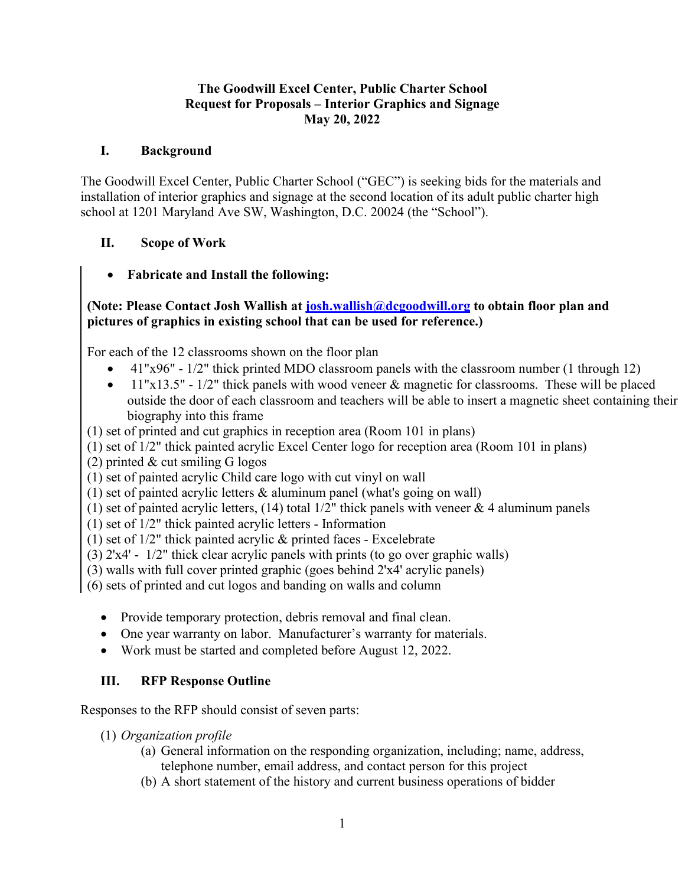**The Goodwill Excel Center, Public Charter School**
**Request for Proposals – Interior Graphics and Signage**
**May 20, 2022**

## I. Background

The Goodwill Excel Center, Public Charter School ("GEC") is seeking bids for the materials and installation of interior graphics and signage at the second location of its adult public charter high school at 1201 Maryland Ave SW, Washington, D.C. 20024 (the "School").

## II. Scope of Work

- **Fabricate and Install the following:**

**(Note: Please Contact Josh Wallish at [josh.wallish@dcgoodwill.org](mailto:josh.wallish@dcgoodwill.org) to obtain floor plan and pictures of graphics in existing school that can be used for reference.)**

For each of the 12 classrooms shown on the floor plan

- 41"x96" - 1/2" thick printed MDO classroom panels with the classroom number (1 through 12)
- 11"x13.5" - 1/2" thick panels with wood veneer & magnetic for classrooms. These will be placed outside the door of each classroom and teachers will be able to insert a magnetic sheet containing their biography into this frame

(1) set of printed and cut graphics in reception area (Room 101 in plans)
(1) set of 1/2" thick painted acrylic Excel Center logo for reception area (Room 101 in plans)
(2) printed & cut smiling G logos
(1) set of painted acrylic Child care logo with cut vinyl on wall
(1) set of painted acrylic letters & aluminum panel (what's going on wall)
(1) set of painted acrylic letters, (14) total 1/2" thick panels with veneer & 4 aluminum panels
(1) set of 1/2" thick painted acrylic letters - Information
(1) set of 1/2" thick painted acrylic & printed faces - Excelebrate
(3) 2'x4' - 1/2" thick clear acrylic panels with prints (to go over graphic walls)
(3) walls with full cover printed graphic (goes behind 2'x4' acrylic panels)
(6) sets of printed and cut logos and banding on walls and column

- Provide temporary protection, debris removal and final clean.
- One year warranty on labor. Manufacturer's warranty for materials.
- Work must be started and completed before August 12, 2022.

## III. RFP Response Outline

Responses to the RFP should consist of seven parts:

(1) *Organization profile*
  (a) General information on the responding organization, including; name, address, telephone number, email address, and contact person for this project
  (b) A short statement of the history and current business operations of bidder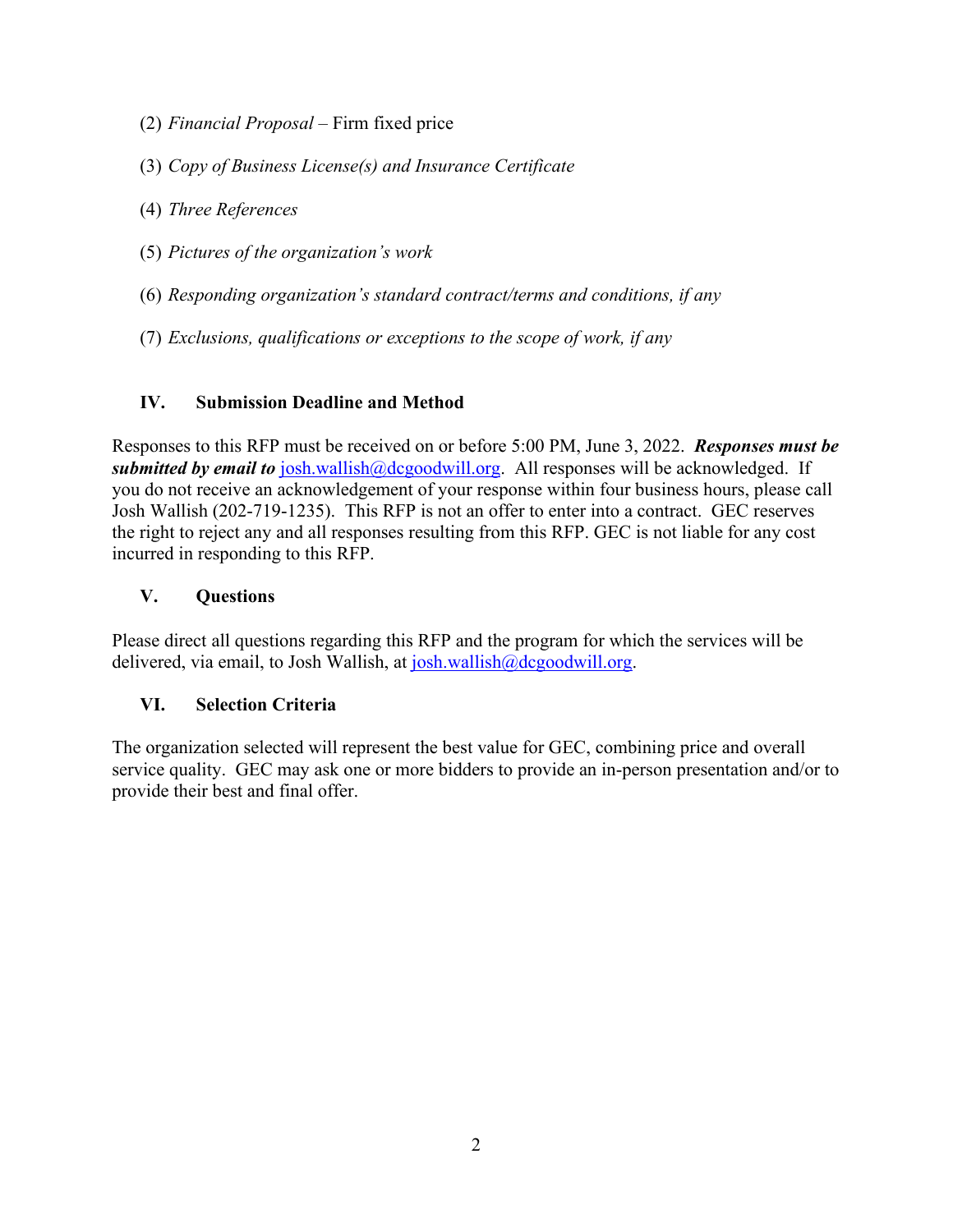(2) *Financial Proposal* – Firm fixed price

(3) *Copy of Business License(s) and Insurance Certificate*

(4) *Three References*

(5) *Pictures of the organization's work*

(6) *Responding organization's standard contract/terms and conditions, if any*

(7) *Exclusions, qualifications or exceptions to the scope of work, if any*

## IV. Submission Deadline and Method

Responses to this RFP must be received on or before 5:00 PM, June 3, 2022. ***Responses must be submitted by email to*** josh.wallish@dcgoodwill.org. All responses will be acknowledged. If you do not receive an acknowledgement of your response within four business hours, please call Josh Wallish (202-719-1235). This RFP is not an offer to enter into a contract. GEC reserves the right to reject any and all responses resulting from this RFP. GEC is not liable for any cost incurred in responding to this RFP.

## V. Questions

Please direct all questions regarding this RFP and the program for which the services will be delivered, via email, to Josh Wallish, at josh.wallish@dcgoodwill.org.

## VI. Selection Criteria

The organization selected will represent the best value for GEC, combining price and overall service quality. GEC may ask one or more bidders to provide an in-person presentation and/or to provide their best and final offer.